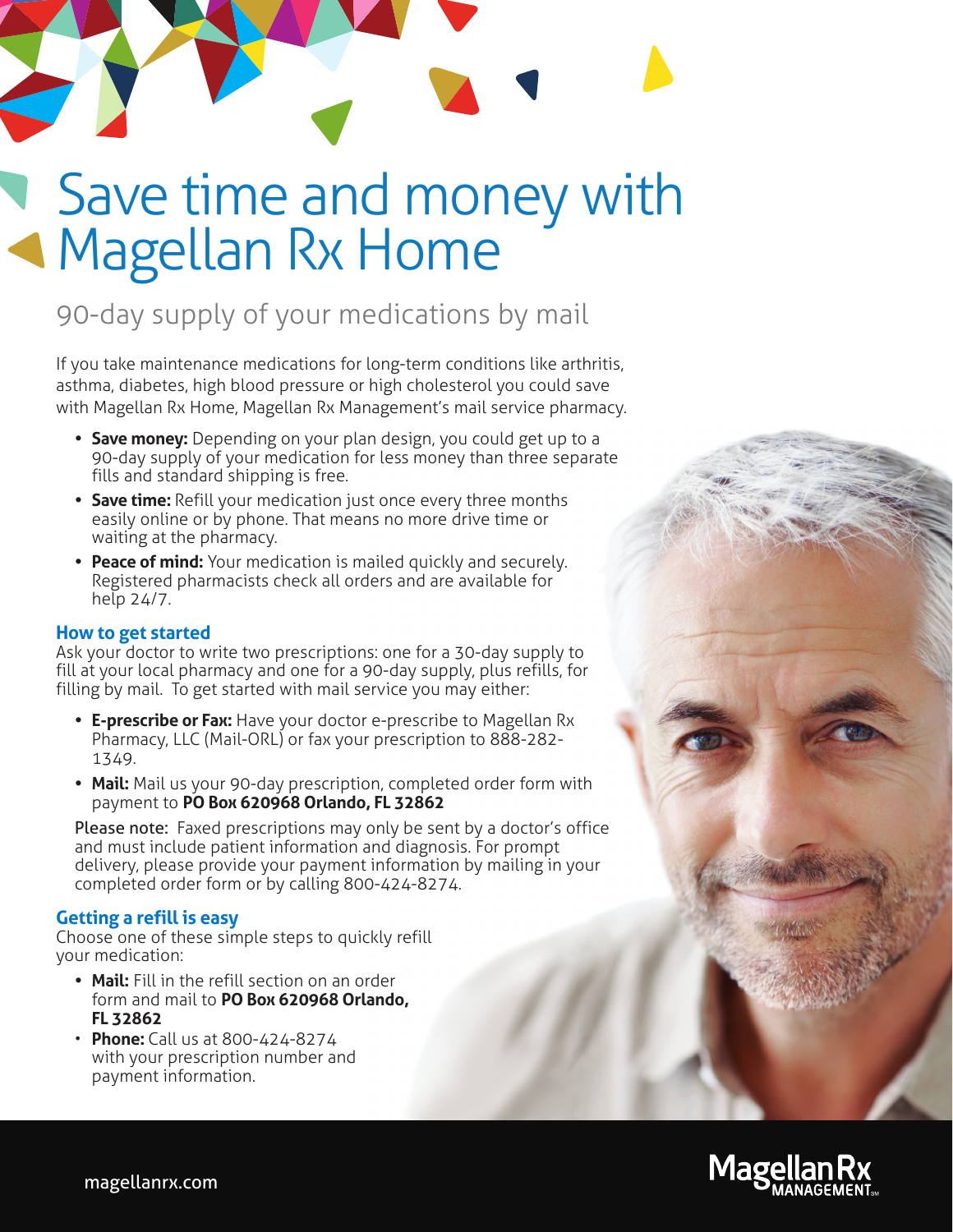# Save time and money with Magellan Rx Home

## 90-day supply of your medications by mail

If you take maintenance medications for long-term conditions like arthritis, asthma, diabetes, high blood pressure or high cholesterol you could save with Magellan Rx Home, Magellan Rx Management's mail service pharmacy.

- **Save money:** Depending on your plan design, you could get up to a 90-day supply of your medication for less money than three separate fills and standard shipping is free.
- **Save time:** Refill your medication just once every three months easily online or by phone. That means no more drive time or waiting at the pharmacy.
- **Peace of mind:** Your medication is mailed quickly and securely. Registered pharmacists check all orders and are available for help 24/7.

### How to get started

Ask your doctor to write two prescriptions: one for a 30-day supply to fill at your local pharmacy and one for a 90-day supply, plus refills, for filling by mail. To get started with mail service you may either:

- **E-prescribe or Fax:** Have your doctor e-prescribe to Magellan Rx Pharmacy, LLC (Mail-ORL) or fax your prescription to 888-282-1349.
- **Mail:** Mail us your 90-day prescription, completed order form with payment to **PO Box 620968 Orlando, FL 32862**

Please note: Faxed prescriptions may only be sent by a doctor's office and must include patient information and diagnosis. For prompt delivery, please provide your payment information by mailing in your completed order form or by calling 800-424-8274.

### Getting a refill is easy

Choose one of these simple steps to quickly refill your medication:

- **Mail:** Fill in the refill section on an order form and mail to **PO Box 620968 Orlando, FL 32862**
- **Phone:** Call us at 800-424-8274 with your prescription number and payment information.

magellanrx.com

Magellan Rx MANAGEMENT℠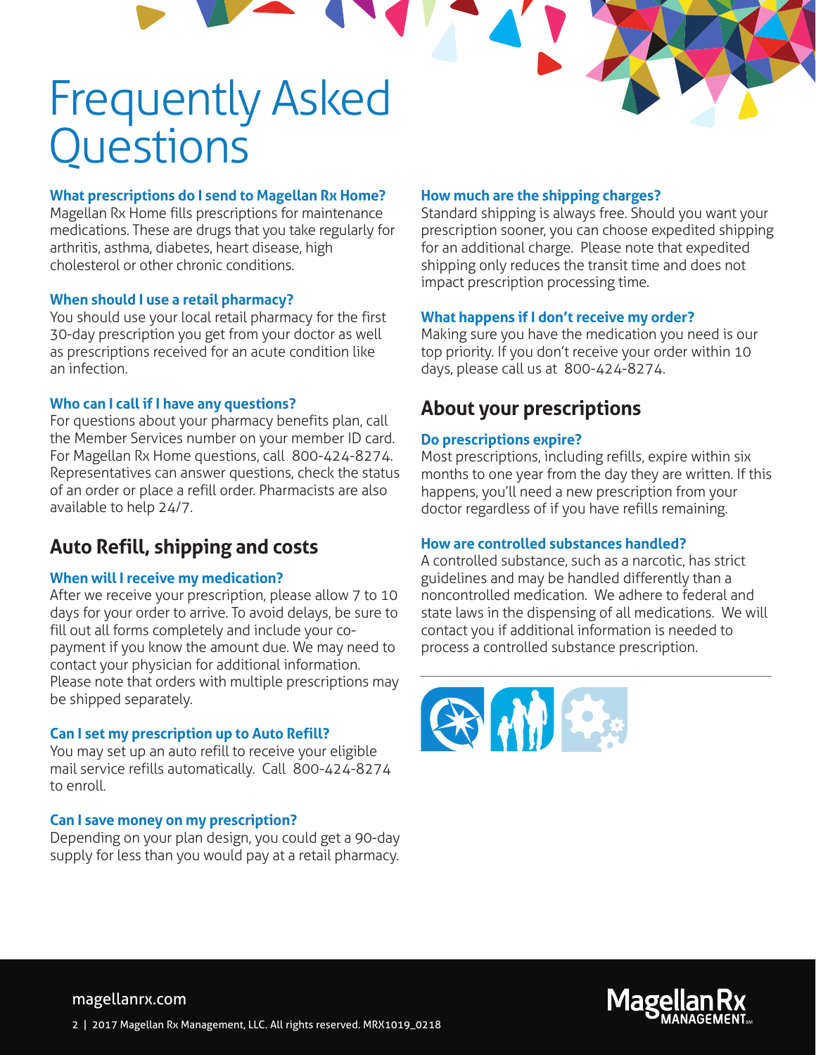# Frequently Asked Questions

### What prescriptions do I send to Magellan Rx Home?

Magellan Rx Home fills prescriptions for maintenance medications. These are drugs that you take regularly for arthritis, asthma, diabetes, heart disease, high cholesterol or other chronic conditions.

### When should I use a retail pharmacy?

You should use your local retail pharmacy for the first 30-day prescription you get from your doctor as well as prescriptions received for an acute condition like an infection.

### Who can I call if I have any questions?

For questions about your pharmacy benefits plan, call the Member Services number on your member ID card. For Magellan Rx Home questions, call 800-424-8274. Representatives can answer questions, check the status of an order or place a refill order. Pharmacists are also available to help 24/7.

## Auto Refill, shipping and costs

### When will I receive my medication?

After we receive your prescription, please allow 7 to 10 days for your order to arrive. To avoid delays, be sure to fill out all forms completely and include your co-payment if you know the amount due. We may need to contact your physician for additional information. Please note that orders with multiple prescriptions may be shipped separately.

### Can I set my prescription up to Auto Refill?

You may set up an auto refill to receive your eligible mail service refills automatically. Call 800-424-8274 to enroll.

### Can I save money on my prescription?

Depending on your plan design, you could get a 90-day supply for less than you would pay at a retail pharmacy.

### How much are the shipping charges?

Standard shipping is always free. Should you want your prescription sooner, you can choose expedited shipping for an additional charge. Please note that expedited shipping only reduces the transit time and does not impact prescription processing time.

### What happens if I don't receive my order?

Making sure you have the medication you need is our top priority. If you don't receive your order within 10 days, please call us at 800-424-8274.

## About your prescriptions

### Do prescriptions expire?

Most prescriptions, including refills, expire within six months to one year from the day they are written. If this happens, you'll need a new prescription from your doctor regardless of if you have refills remaining.

### How are controlled substances handled?

A controlled substance, such as a narcotic, has strict guidelines and may be handled differently than a noncontrolled medication. We adhere to federal and state laws in the dispensing of all medications. We will contact you if additional information is needed to process a controlled substance prescription.

magellanrx.com

2017 Magellan Rx Management, LLC. All rights reserved. MRX1019_0218

Magellan Rx MANAGEMENT